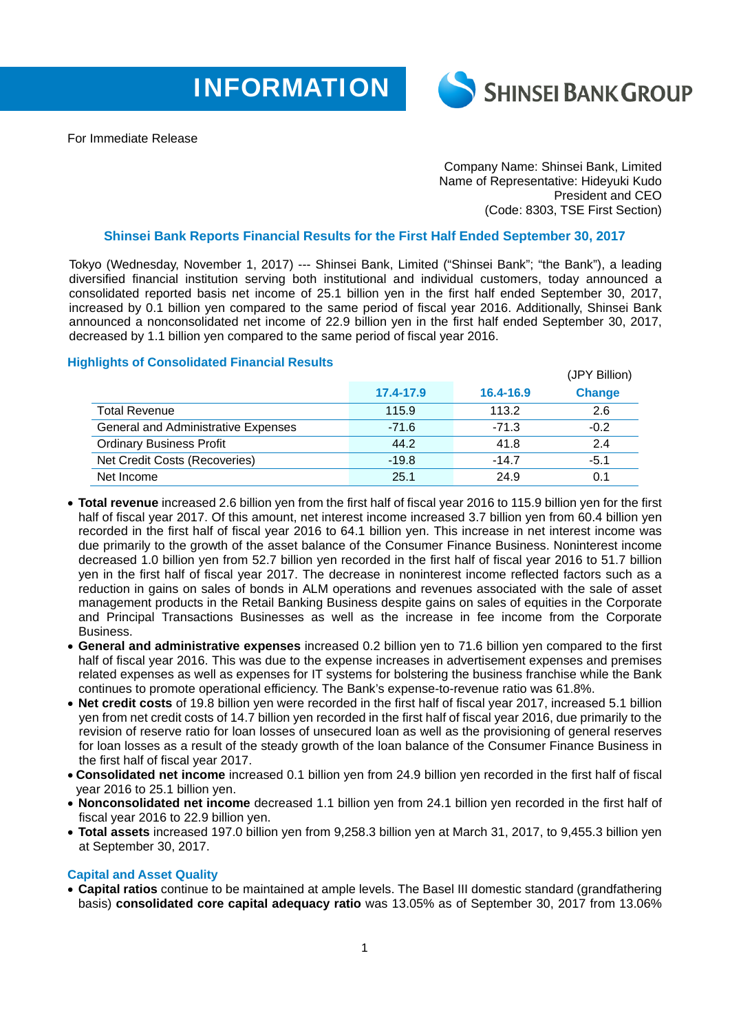INFORMATION

SHINSEI BANK GROUP

For Immediate Release

Company Name: Shinsei Bank, Limited
Name of Representative: Hideyuki Kudo
President and CEO
(Code: 8303, TSE First Section)

## Shinsei Bank Reports Financial Results for the First Half Ended September 30, 2017

Tokyo (Wednesday, November 1, 2017) --- Shinsei Bank, Limited ("Shinsei Bank"; "the Bank"), a leading diversified financial institution serving both institutional and individual customers, today announced a consolidated reported basis net income of 25.1 billion yen in the first half ended September 30, 2017, increased by 0.1 billion yen compared to the same period of fiscal year 2016. Additionally, Shinsei Bank announced a nonconsolidated net income of 22.9 billion yen in the first half ended September 30, 2017, decreased by 1.1 billion yen compared to the same period of fiscal year 2016.

### Highlights of Consolidated Financial Results

(JPY Billion)

| | 17.4-17.9 | 16.4-16.9 | Change |
|---|---|---|---|
| Total Revenue | 115.9 | 113.2 | 2.6 |
| General and Administrative Expenses | -71.6 | -71.3 | -0.2 |
| Ordinary Business Profit | 44.2 | 41.8 | 2.4 |
| Net Credit Costs (Recoveries) | -19.8 | -14.7 | -5.1 |
| Net Income | 25.1 | 24.9 | 0.1 |

- **Total revenue** increased 2.6 billion yen from the first half of fiscal year 2016 to 115.9 billion yen for the first half of fiscal year 2017. Of this amount, net interest income increased 3.7 billion yen from 60.4 billion yen recorded in the first half of fiscal year 2016 to 64.1 billion yen. This increase in net interest income was due primarily to the growth of the asset balance of the Consumer Finance Business. Noninterest income decreased 1.0 billion yen from 52.7 billion yen recorded in the first half of fiscal year 2016 to 51.7 billion yen in the first half of fiscal year 2017. The decrease in noninterest income reflected factors such as a reduction in gains on sales of bonds in ALM operations and revenues associated with the sale of asset management products in the Retail Banking Business despite gains on sales of equities in the Corporate and Principal Transactions Businesses as well as the increase in fee income from the Corporate Business.
- **General and administrative expenses** increased 0.2 billion yen to 71.6 billion yen compared to the first half of fiscal year 2016. This was due to the expense increases in advertisement expenses and premises related expenses as well as expenses for IT systems for bolstering the business franchise while the Bank continues to promote operational efficiency. The Bank's expense-to-revenue ratio was 61.8%.
- **Net credit costs** of 19.8 billion yen were recorded in the first half of fiscal year 2017, increased 5.1 billion yen from net credit costs of 14.7 billion yen recorded in the first half of fiscal year 2016, due primarily to the revision of reserve ratio for loan losses of unsecured loan as well as the provisioning of general reserves for loan losses as a result of the steady growth of the loan balance of the Consumer Finance Business in the first half of fiscal year 2017.
- **Consolidated net income** increased 0.1 billion yen from 24.9 billion yen recorded in the first half of fiscal year 2016 to 25.1 billion yen.
- **Nonconsolidated net income** decreased 1.1 billion yen from 24.1 billion yen recorded in the first half of fiscal year 2016 to 22.9 billion yen.
- **Total assets** increased 197.0 billion yen from 9,258.3 billion yen at March 31, 2017, to 9,455.3 billion yen at September 30, 2017.

### Capital and Asset Quality

- **Capital ratios** continue to be maintained at ample levels. The Basel III domestic standard (grandfathering basis) **consolidated core capital adequacy ratio** was 13.05% as of September 30, 2017 from 13.06%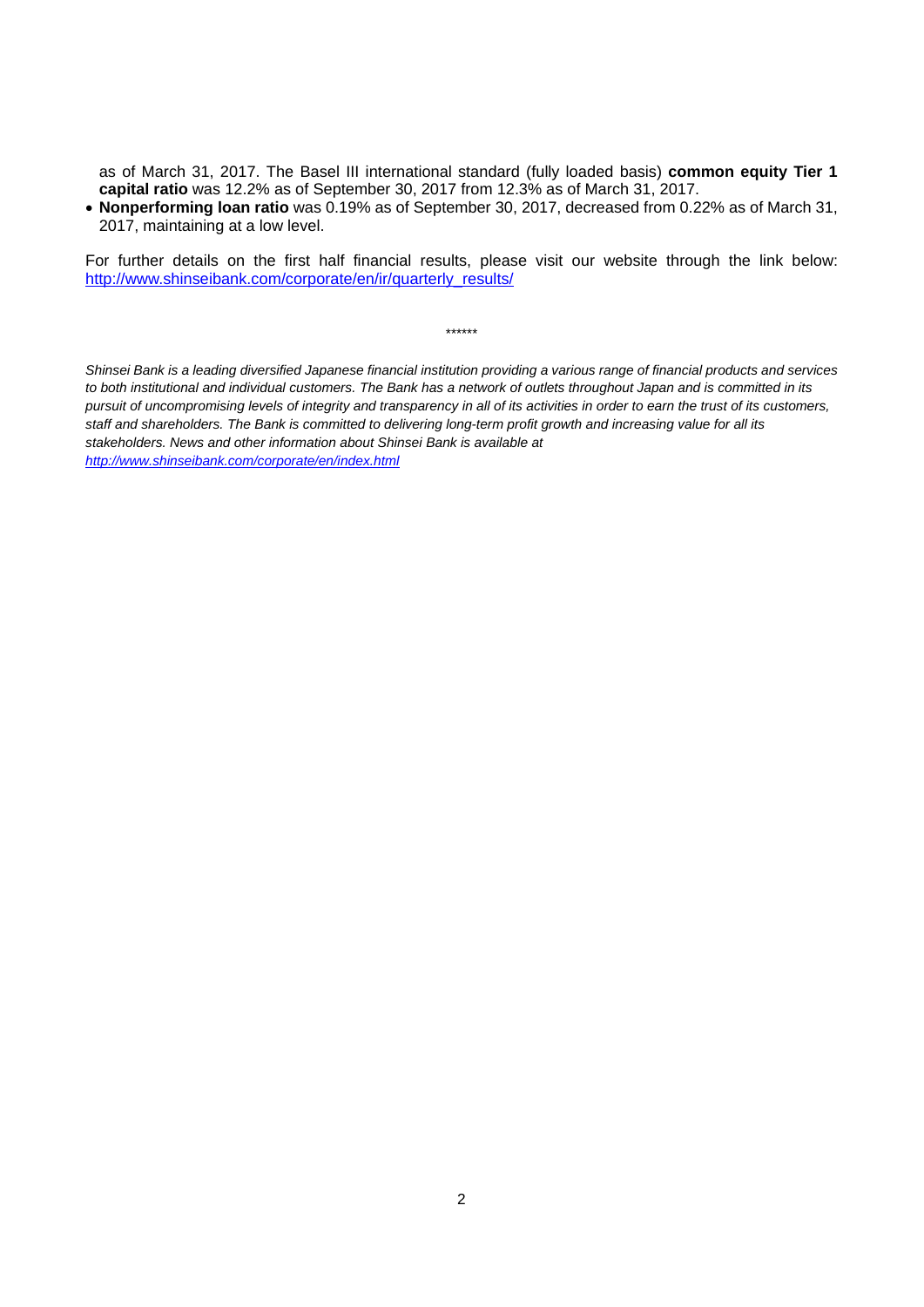as of March 31, 2017. The Basel III international standard (fully loaded basis) **common equity Tier 1 capital ratio** was 12.2% as of September 30, 2017 from 12.3% as of March 31, 2017.

- **Nonperforming loan ratio** was 0.19% as of September 30, 2017, decreased from 0.22% as of March 31, 2017, maintaining at a low level.

For further details on the first half financial results, please visit our website through the link below: http://www.shinseibank.com/corporate/en/ir/quarterly_results/

******

*Shinsei Bank is a leading diversified Japanese financial institution providing a various range of financial products and services to both institutional and individual customers. The Bank has a network of outlets throughout Japan and is committed in its pursuit of uncompromising levels of integrity and transparency in all of its activities in order to earn the trust of its customers, staff and shareholders. The Bank is committed to delivering long-term profit growth and increasing value for all its stakeholders. News and other information about Shinsei Bank is available at http://www.shinseibank.com/corporate/en/index.html*